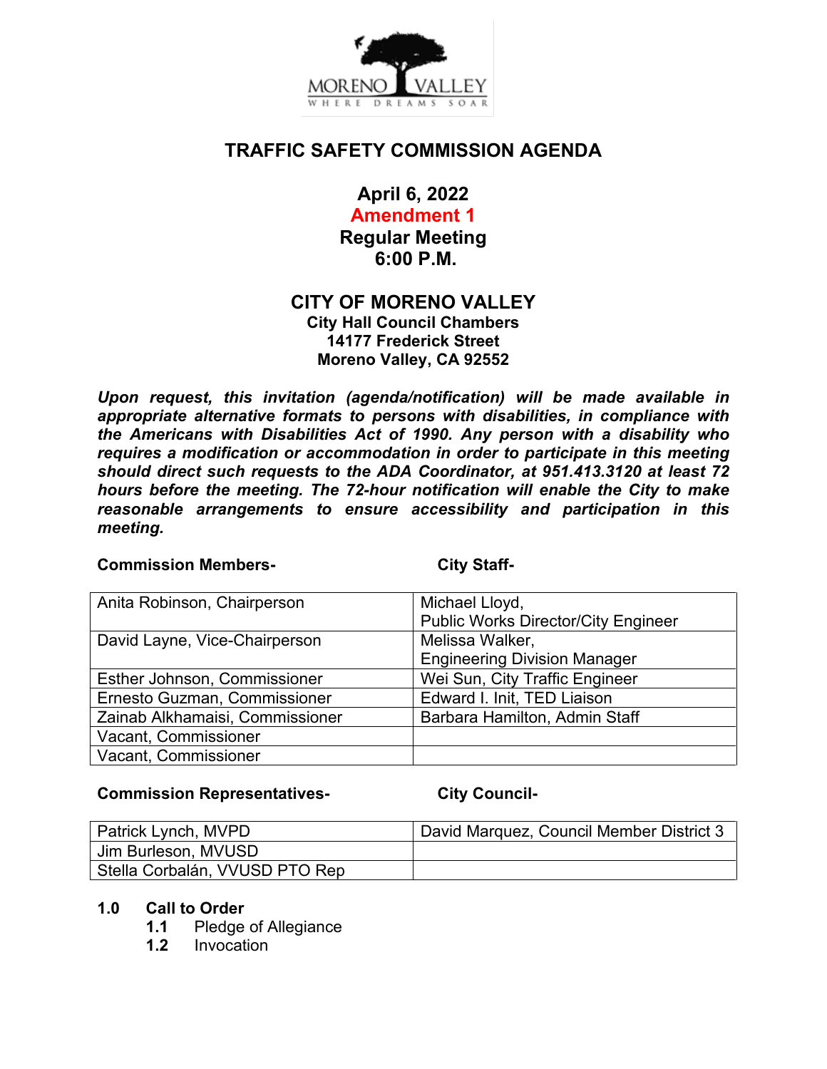# TRAFFIC SAFETY COMMISSION AGENDA

## April 6, 2022
## Amendment 1
## Regular Meeting
## 6:00 P.M.

## CITY OF MORENO VALLEY

**City Hall Council Chambers**
**14177 Frederick Street**
**Moreno Valley, CA 92552**

***Upon request, this invitation (agenda/notification) will be made available in appropriate alternative formats to persons with disabilities, in compliance with the Americans with Disabilities Act of 1990. Any person with a disability who requires a modification or accommodation in order to participate in this meeting should direct such requests to the ADA Coordinator, at 951.413.3120 at least 72 hours before the meeting. The 72-hour notification will enable the City to make reasonable arrangements to ensure accessibility and participation in this meeting.***

| Commission Members- | City Staff- |
|---|---|
| Anita Robinson, Chairperson | Michael Lloyd, Public Works Director/City Engineer |
| David Layne, Vice-Chairperson | Melissa Walker, Engineering Division Manager |
| Esther Johnson, Commissioner | Wei Sun, City Traffic Engineer |
| Ernesto Guzman, Commissioner | Edward I. Init, TED Liaison |
| Zainab Alkhamaisi, Commissioner | Barbara Hamilton, Admin Staff |
| Vacant, Commissioner | |
| Vacant, Commissioner | |

| Commission Representatives- | City Council- |
|---|---|
| Patrick Lynch, MVPD | David Marquez, Council Member District 3 |
| Jim Burleson, MVUSD | |
| Stella Corbalán, VVUSD PTO Rep | |

**1.0 Call to Order**

- **1.1** Pledge of Allegiance
- **1.2** Invocation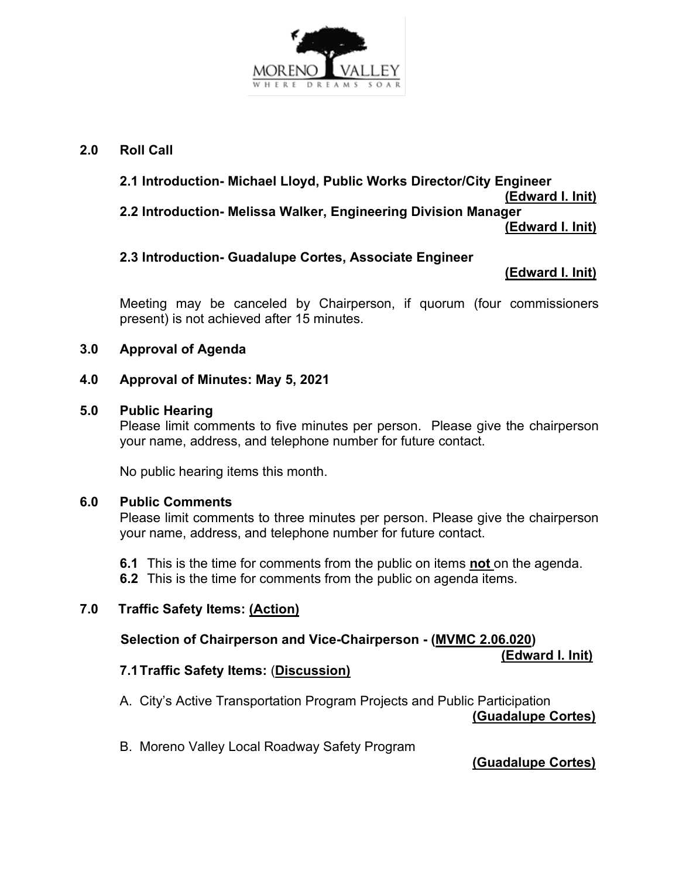**2.0 Roll Call**

**2.1 Introduction- Michael Lloyd, Public Works Director/City Engineer**
**(Edward I. Init)**

**2.2 Introduction- Melissa Walker, Engineering Division Manager**
**(Edward I. Init)**

**2.3 Introduction- Guadalupe Cortes, Associate Engineer**
**(Edward I. Init)**

Meeting may be canceled by Chairperson, if quorum (four commissioners present) is not achieved after 15 minutes.

**3.0 Approval of Agenda**

**4.0 Approval of Minutes: May 5, 2021**

**5.0 Public Hearing**

Please limit comments to five minutes per person. Please give the chairperson your name, address, and telephone number for future contact.

No public hearing items this month.

**6.0 Public Comments**

Please limit comments to three minutes per person. Please give the chairperson your name, address, and telephone number for future contact.

**6.1** This is the time for comments from the public on items **not** on the agenda.
**6.2** This is the time for comments from the public on agenda items.

**7.0 Traffic Safety Items: (Action)**

**Selection of Chairperson and Vice-Chairperson - (MVMC 2.06.020)**
**(Edward I. Init)**

**7.1 Traffic Safety Items: (Discussion)**

A. City's Active Transportation Program Projects and Public Participation
**(Guadalupe Cortes)**

B. Moreno Valley Local Roadway Safety Program
**(Guadalupe Cortes)**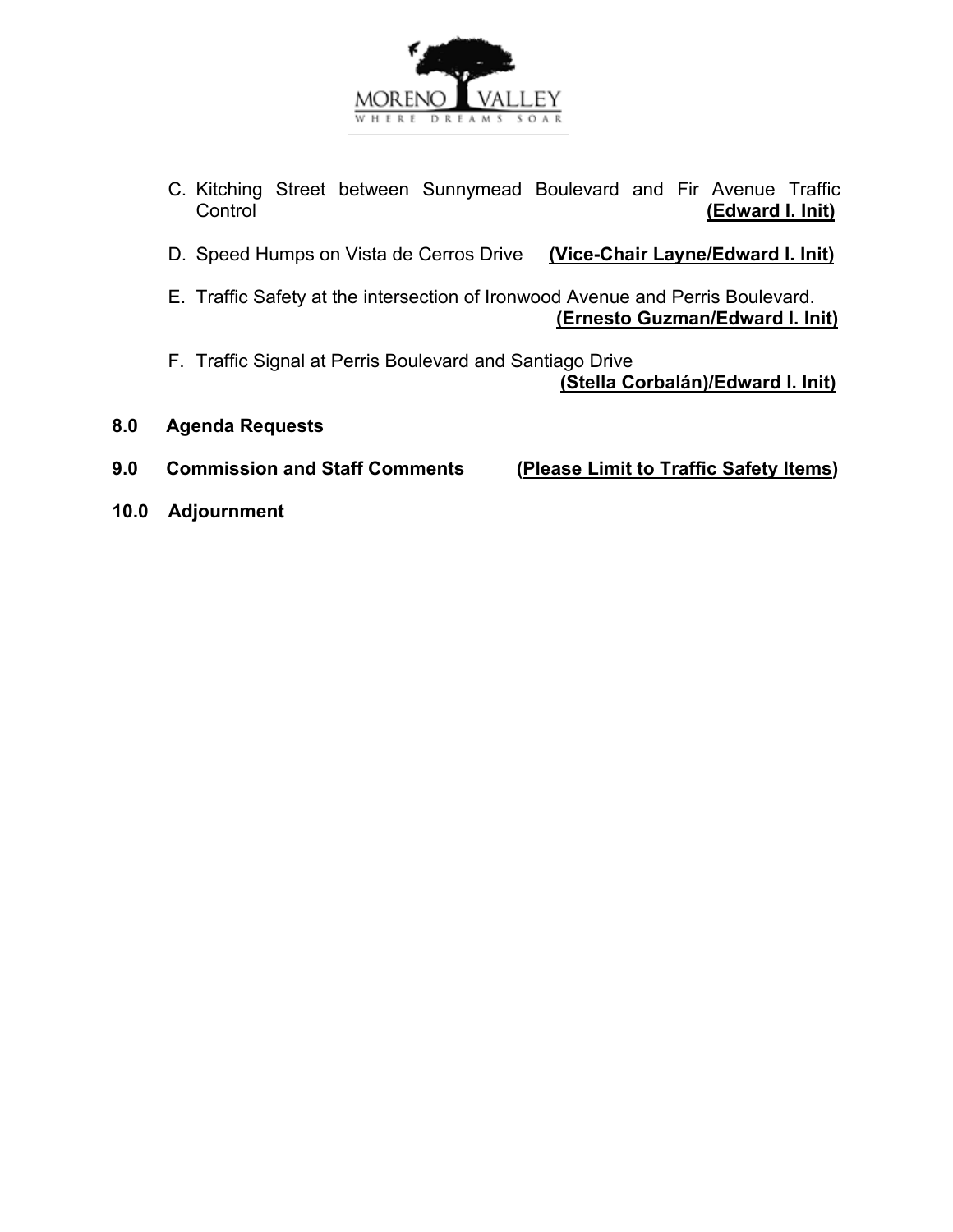C. Kitching Street between Sunnymead Boulevard and Fir Avenue Traffic Control **(Edward I. Init)**

D. Speed Humps on Vista de Cerros Drive **(Vice-Chair Layne/Edward I. Init)**

E. Traffic Safety at the intersection of Ironwood Avenue and Perris Boulevard. **(Ernesto Guzman/Edward I. Init)**

F. Traffic Signal at Perris Boulevard and Santiago Drive **(Stella Corbalán)/Edward I. Init)**

**8.0 Agenda Requests**

**9.0 Commission and Staff Comments (Please Limit to Traffic Safety Items)**

**10.0 Adjournment**